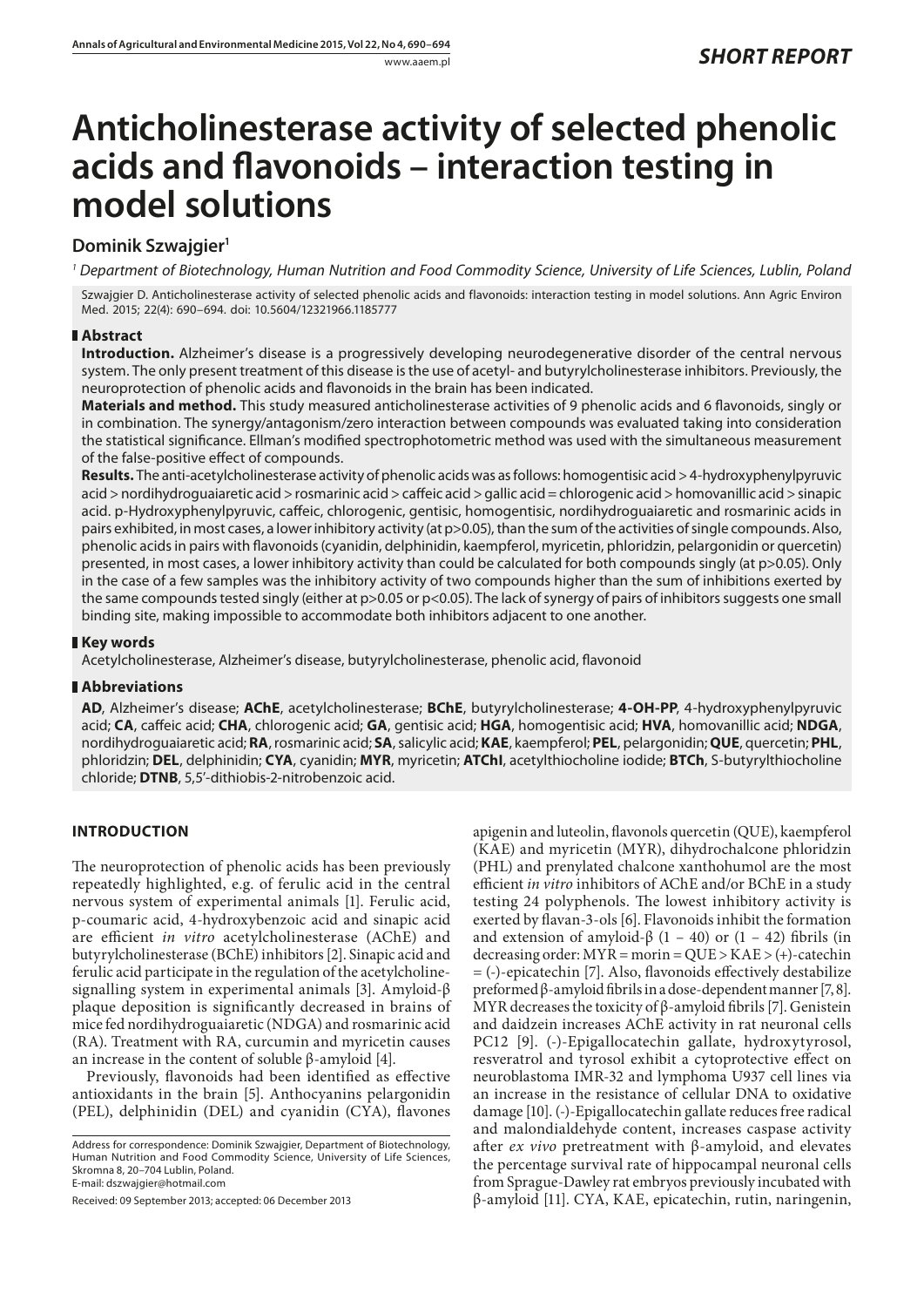SHORT REPORT

# Anticholinesterase activity of selected phenolic acids and flavonoids – interaction testing in model solutions

## Dominik Szwajgier[1]

[1] *Department of Biotechnology, Human Nutrition and Food Commodity Science, University of Life Sciences, Lublin, Poland*

Szwajgier D. Anticholinesterase activity of selected phenolic acids and flavonoids: interaction testing in model solutions. Ann Agric Environ Med. 2015; 22(4): 690–694. doi: 10.5604/12321966.1185777

### Abstract

**Introduction.** Alzheimer's disease is a progressively developing neurodegenerative disorder of the central nervous system. The only present treatment of this disease is the use of acetyl- and butyrylcholinesterase inhibitors. Previously, the neuroprotection of phenolic acids and flavonoids in the brain has been indicated.

**Materials and method.** This study measured anticholinesterase activities of 9 phenolic acids and 6 flavonoids, singly or in combination. The synergy/antagonism/zero interaction between compounds was evaluated taking into consideration the statistical significance. Ellman's modified spectrophotometric method was used with the simultaneous measurement of the false-positive effect of compounds.

**Results.** The anti-acetylcholinesterase activity of phenolic acids was as follows: homogentisic acid > 4-hydroxyphenylpyruvic acid > nordihydroguaiaretic acid > rosmarinic acid > caffeic acid > gallic acid = chlorogenic acid > homovanillic acid > sinapic acid. p-Hydroxyphenylpyruvic, caffeic, chlorogenic, gentisic, homogentisic, nordihydroguaiaretic and rosmarinic acids in pairs exhibited, in most cases, a lower inhibitory activity (at $p>0.05$), than the sum of the activities of single compounds. Also, phenolic acids in pairs with flavonoids (cyanidin, delphinidin, kaempferol, myricetin, phloridzin, pelargonidin or quercetin) presented, in most cases, a lower inhibitory activity than could be calculated for both compounds singly (at $p>0.05$). Only in the case of a few samples was the inhibitory activity of two compounds higher than the sum of inhibitions exerted by the same compounds tested singly (either at $p>0.05$ or $p<0.05$). The lack of synergy of pairs of inhibitors suggests one small binding site, making impossible to accommodate both inhibitors adjacent to one another.

### Key words

Acetylcholinesterase, Alzheimer's disease, butyrylcholinesterase, phenolic acid, flavonoid

### Abbreviations

**AD**, Alzheimer's disease; **AChE**, acetylcholinesterase; **BChE**, butyrylcholinesterase; **4-OH-PP**, 4-hydroxyphenylpyruvic acid; **CA**, caffeic acid; **CHA**, chlorogenic acid; **GA**, gentisic acid; **HGA**, homogentisic acid; **HVA**, homovanillic acid; **NDGA**, nordihydroguaiaretic acid; **RA**, rosmarinic acid; **SA**, salicylic acid; **KAE**, kaempferol; **PEL**, pelargonidin; **QUE**, quercetin; **PHL**, phloridzin; **DEL**, delphinidin; **CYA**, cyanidin; **MYR**, myricetin; **ATChI**, acetylthiocholine iodide; **BTCh**, S-butyrylthiocholine chloride; **DTNB**, 5,5'-dithiobis-2-nitrobenzoic acid.

## INTRODUCTION

The neuroprotection of phenolic acids has been previously repeatedly highlighted, e.g. of ferulic acid in the central nervous system of experimental animals [1]. Ferulic acid, p-coumaric acid, 4-hydroxybenzoic acid and sinapic acid are efficient *in vitro* acetylcholinesterase (AChE) and butyrylcholinesterase (BChE) inhibitors [2]. Sinapic acid and ferulic acid participate in the regulation of the acetylcholine-signalling system in experimental animals [3]. Amyloid-β plaque deposition is significantly decreased in brains of mice fed nordihydroguaiaretic (NDGA) and rosmarinic acid (RA). Treatment with RA, curcumin and myricetin causes an increase in the content of soluble β-amyloid [4].

Previously, flavonoids had been identified as effective antioxidants in the brain [5]. Anthocyanins pelargonidin (PEL), delphinidin (DEL) and cyanidin (CYA), flavones apigenin and luteolin, flavonols quercetin (QUE), kaempferol (KAE) and myricetin (MYR), dihydrochalcone phloridzin (PHL) and prenylated chalcone xanthohumol are the most efficient *in vitro* inhibitors of AChE and/or BChE in a study testing 24 polyphenols. The lowest inhibitory activity is exerted by flavan-3-ols [6]. Flavonoids inhibit the formation and extension of amyloid-β (1 – 40) or (1 – 42) fibrils (in decreasing order: MYR = morin = QUE > KAE > (+)-catechin = (-)-epicatechin [7]. Also, flavonoids effectively destabilize preformed β-amyloid fibrils in a dose-dependent manner [7, 8]. MYR decreases the toxicity of β-amyloid fibrils [7]. Genistein and daidzein increases AChE activity in rat neuronal cells PC12 [9]. (-)-Epigallocatechin gallate, hydroxytyrosol, resveratrol and tyrosol exhibit a cytoprotective effect on neuroblastoma IMR-32 and lymphoma U937 cell lines via an increase in the resistance of cellular DNA to oxidative damage [10]. (-)-Epigallocatechin gallate reduces free radical and malondialdehyde content, increases caspase activity after *ex vivo* pretreatment with β-amyloid, and elevates the percentage survival rate of hippocampal neuronal cells from Sprague-Dawley rat embryos previously incubated with β-amyloid [11]. CYA, KAE, epicatechin, rutin, naringenin,

Address for correspondence: Dominik Szwajgier, Department of Biotechnology, Human Nutrition and Food Commodity Science, University of Life Sciences, Skromna 8, 20–704 Lublin, Poland.
E-mail: dszwajgier@hotmail.com

Received: 09 September 2013; accepted: 06 December 2013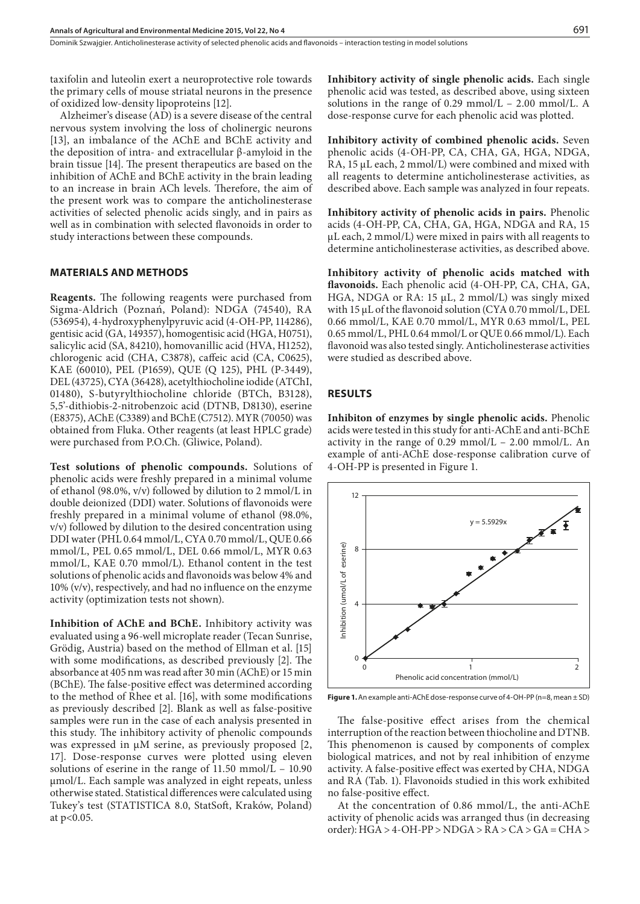taxifolin and luteolin exert a neuroprotective role towards the primary cells of mouse striatal neurons in the presence of oxidized low-density lipoproteins [12].

Alzheimer's disease (AD) is a severe disease of the central nervous system involving the loss of cholinergic neurons [13], an imbalance of the AChE and BChE activity and the deposition of intra- and extracellular β-amyloid in the brain tissue [14]. The present therapeutics are based on the inhibition of AChE and BChE activity in the brain leading to an increase in brain ACh levels. Therefore, the aim of the present work was to compare the anticholinesterase activities of selected phenolic acids singly, and in pairs as well as in combination with selected flavonoids in order to study interactions between these compounds.

## MATERIALS AND METHODS

**Reagents.** The following reagents were purchased from Sigma-Aldrich (Poznań, Poland): NDGA (74540), RA (536954), 4-hydroxyphenylpyruvic acid (4-OH-PP, 114286), gentisic acid (GA, 149357), homogentisic acid (HGA, H0751), salicylic acid (SA, 84210), homovanillic acid (HVA, H1252), chlorogenic acid (CHA, C3878), caffeic acid (CA, C0625), KAE (60010), PEL (P1659), QUE (Q 125), PHL (P-3449), DEL (43725), CYA (36428), acetylthiocholine iodide (ATChI, 01480), S-butyrylthiocholine chloride (BTCh, B3128), 5,5'-dithiobis-2-nitrobenzoic acid (DTNB, D8130), eserine (E8375), AChE (C3389) and BChE (C7512). MYR (70050) was obtained from Fluka. Other reagents (at least HPLC grade) were purchased from P.O.Ch. (Gliwice, Poland).

**Test solutions of phenolic compounds.** Solutions of phenolic acids were freshly prepared in a minimal volume of ethanol (98.0%, v/v) followed by dilution to 2 mmol/L in double deionized (DDI) water. Solutions of flavonoids were freshly prepared in a minimal volume of ethanol (98.0%, v/v) followed by dilution to the desired concentration using DDI water (PHL 0.64 mmol/L, CYA 0.70 mmol/L, QUE 0.66 mmol/L, PEL 0.65 mmol/L, DEL 0.66 mmol/L, MYR 0.63 mmol/L, KAE 0.70 mmol/L). Ethanol content in the test solutions of phenolic acids and flavonoids was below 4% and 10% (v/v), respectively, and had no influence on the enzyme activity (optimization tests not shown).

**Inhibition of AChE and BChE.** Inhibitory activity was evaluated using a 96-well microplate reader (Tecan Sunrise, Grödig, Austria) based on the method of Ellman et al. [15] with some modifications, as described previously [2]. The absorbance at 405 nm was read after 30 min (AChE) or 15 min (BChE). The false-positive effect was determined according to the method of Rhee et al. [16], with some modifications as previously described [2]. Blank as well as false-positive samples were run in the case of each analysis presented in this study. The inhibitory activity of phenolic compounds was expressed in µM serine, as previously proposed [2, 17]. Dose-response curves were plotted using eleven solutions of eserine in the range of 11.50 mmol/L – 10.90 µmol/L. Each sample was analyzed in eight repeats, unless otherwise stated. Statistical differences were calculated using Tukey's test (STATISTICA 8.0, StatSoft, Kraków, Poland) at $p<0.05$.

**Inhibitory activity of single phenolic acids.** Each single phenolic acid was tested, as described above, using sixteen solutions in the range of 0.29 mmol/L – 2.00 mmol/L. A dose-response curve for each phenolic acid was plotted.

**Inhibitory activity of combined phenolic acids.** Seven phenolic acids (4-OH-PP, CA, CHA, GA, HGA, NDGA, RA, 15 µL each, 2 mmol/L) were combined and mixed with all reagents to determine anticholinesterase activities, as described above. Each sample was analyzed in four repeats.

**Inhibitory activity of phenolic acids in pairs.** Phenolic acids (4-OH-PP, CA, CHA, GA, HGA, NDGA and RA, 15 µL each, 2 mmol/L) were mixed in pairs with all reagents to determine anticholinesterase activities, as described above.

**Inhibitory activity of phenolic acids matched with flavonoids.** Each phenolic acid (4-OH-PP, CA, CHA, GA, HGA, NDGA or RA: 15 µL, 2 mmol/L) was singly mixed with 15 µL of the flavonoid solution (CYA 0.70 mmol/L, DEL 0.66 mmol/L, KAE 0.70 mmol/L, MYR 0.63 mmol/L, PEL 0.65 mmol/L, PHL 0.64 mmol/L or QUE 0.66 mmol/L). Each flavonoid was also tested singly. Anticholinesterase activities were studied as described above.

## RESULTS

**Inhibiton of enzymes by single phenolic acids.** Phenolic acids were tested in this study for anti-AChE and anti-BChE activity in the range of 0.29 mmol/L – 2.00 mmol/L. An example of anti-AChE dose-response calibration curve of 4-OH-PP is presented in Figure 1.

**Figure 1.** An example anti-AChE dose-response curve of 4-OH-PP (n=8, mean ± SD)

The false-positive effect arises from the chemical interruption of the reaction between thiocholine and DTNB. This phenomenon is caused by components of complex biological matrices, and not by real inhibition of enzyme activity. A false-positive effect was exerted by CHA, NDGA and RA (Tab. 1). Flavonoids studied in this work exhibited no false-positive effect.

At the concentration of 0.86 mmol/L, the anti-AChE activity of phenolic acids was arranged thus (in decreasing order): HGA > 4-OH-PP > NDGA > RA > CA > GA = CHA >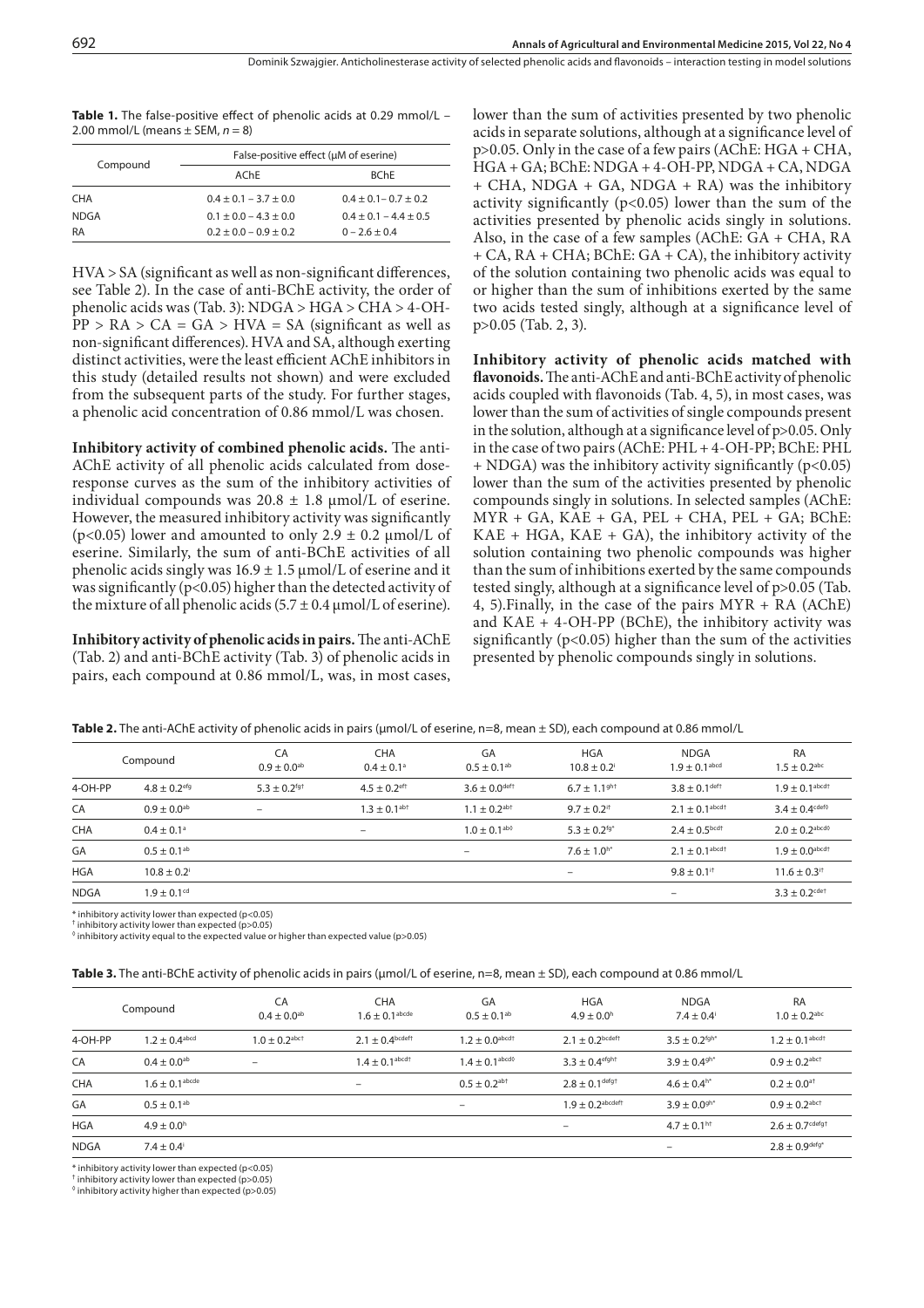**Table 1.** The false-positive effect of phenolic acids at 0.29 mmol/L – 2.00 mmol/L (means ± SEM, $n = 8$)

| Compound | False-positive effect (μM of eserine) | |
|---|---|---|
| | AChE | BChE |
| CHA | 0.4 ± 0.1 – 3.7 ± 0.0 | 0.4 ± 0.1– 0.7 ± 0.2 |
| NDGA | 0.1 ± 0.0 – 4.3 ± 0.0 | 0.4 ± 0.1 – 4.4 ± 0.5 |
| RA | 0.2 ± 0.0 – 0.9 ± 0.2 | 0 – 2.6 ± 0.4 |

HVA > SA (significant as well as non-significant differences, see Table 2). In the case of anti-BChE activity, the order of phenolic acids was (Tab. 3): NDGA > HGA > CHA > 4-OH-PP > RA > CA = GA > HVA = SA (significant as well as non-significant differences). HVA and SA, although exerting distinct activities, were the least efficient AChE inhibitors in this study (detailed results not shown) and were excluded from the subsequent parts of the study. For further stages, a phenolic acid concentration of 0.86 mmol/L was chosen.

**Inhibitory activity of combined phenolic acids.** The anti-AChE activity of all phenolic acids calculated from dose-response curves as the sum of the inhibitory activities of individual compounds was 20.8 ± 1.8 μmol/L of eserine. However, the measured inhibitory activity was significantly ($p<0.05$) lower and amounted to only 2.9 ± 0.2 μmol/L of eserine. Similarly, the sum of anti-BChE activities of all phenolic acids singly was 16.9 ± 1.5 μmol/L of eserine and it was significantly ($p<0.05$) higher than the detected activity of the mixture of all phenolic acids (5.7 ± 0.4 μmol/L of eserine).

**Inhibitory activity of phenolic acids in pairs.** The anti-AChE (Tab. 2) and anti-BChE activity (Tab. 3) of phenolic acids in pairs, each compound at 0.86 mmol/L, was, in most cases, lower than the sum of activities presented by two phenolic acids in separate solutions, although at a significance level of $p>0.05$. Only in the case of a few pairs (AChE: HGA + CHA, HGA + GA; BChE: NDGA + 4-OH-PP, NDGA + CA, NDGA + CHA, NDGA + GA, NDGA + RA) was the inhibitory activity significantly ($p<0.05$) lower than the sum of the activities presented by phenolic acids singly in solutions. Also, in the case of a few samples (AChE: GA + CHA, RA + CA, RA + CHA; BChE: GA + CA), the inhibitory activity of the solution containing two phenolic acids was equal to or higher than the sum of inhibitions exerted by the same two acids tested singly, although at a significance level of $p>0.05$ (Tab. 2, 3).

**Inhibitory activity of phenolic acids matched with flavonoids.** The anti-AChE and anti-BChE activity of phenolic acids coupled with flavonoids (Tab. 4, 5), in most cases, was lower than the sum of activities of single compounds present in the solution, although at a significance level of $p>0.05$. Only in the case of two pairs (AChE: PHL + 4-OH-PP; BChE: PHL + NDGA) was the inhibitory activity significantly ($p<0.05$) lower than the sum of the activities presented by phenolic compounds singly in solutions. In selected samples (AChE: MYR + GA, KAE + GA, PEL + CHA, PEL + GA; BChE: KAE + HGA, KAE + GA), the inhibitory activity of the solution containing two phenolic compounds was higher than the sum of inhibitions exerted by the same compounds tested singly, although at a significance level of $p>0.05$ (Tab. 4, 5). Finally, in the case of the pairs MYR + RA (AChE) and KAE + 4-OH-PP (BChE), the inhibitory activity was significantly ($p<0.05$) higher than the sum of the activities presented by phenolic compounds singly in solutions.

**Table 2.** The anti-AChE activity of phenolic acids in pairs (μmol/L of eserine, n=8, mean ± SD), each compound at 0.86 mmol/L

| Compound | | CA<br>0.9 ± 0.0$^{ab}$ | CHA<br>0.4 ± 0.1$^{a}$ | GA<br>0.5 ± 0.1$^{ab}$ | HGA<br>10.8 ± 0.2$^{i}$ | NDGA<br>1.9 ± 0.1$^{abcd}$ | RA<br>1.5 ± 0.2$^{abc}$ |
|---|---|---|---|---|---|---|---|
| 4-OH-PP | 4.8 ± 0.2$^{efg}$ | 5.3 ± 0.2$^{fg†}$ | 4.5 ± 0.2$^{ef†}$ | 3.6 ± 0.0$^{def†}$ | 6.7 ± 1.1$^{gh†}$ | 3.8 ± 0.1$^{def†}$ | 1.9 ± 0.1$^{abcd†}$ |
| CA | 0.9 ± 0.0$^{ab}$ | – | 1.3 ± 0.1$^{ab†}$ | 1.1 ± 0.2$^{ab†}$ | 9.7 ± 0.2$^{i†}$ | 2.1 ± 0.1$^{abcd†}$ | 3.4 ± 0.4$^{cdef◊}$ |
| CHA | 0.4 ± 0.1$^{a}$ | | – | 1.0 ± 0.1$^{ab◊}$ | 5.3 ± 0.2$^{fg*}$ | 2.4 ± 0.5$^{bcd†}$ | 2.0 ± 0.2$^{abcd◊}$ |
| GA | 0.5 ± 0.1$^{ab}$ | | | – | 7.6 ± 1.0$^{h*}$ | 2.1 ± 0.1$^{abcd†}$ | 1.9 ± 0.0$^{abcd†}$ |
| HGA | 10.8 ± 0.2$^{i}$ | | | | – | 9.8 ± 0.1$^{i†}$ | 11.6 ± 0.3$^{i†}$ |
| NDGA | 1.9 ± 0.1$^{cd}$ | | | | | – | 3.3 ± 0.2$^{cde†}$ |

\* inhibitory activity lower than expected ($p<0.05$)
† inhibitory activity lower than expected ($p>0.05$)
◊ inhibitory activity equal to the expected value or higher than expected value ($p>0.05$)

**Table 3.** The anti-BChE activity of phenolic acids in pairs (μmol/L of eserine, n=8, mean ± SD), each compound at 0.86 mmol/L

| Compound | | CA<br>0.4 ± 0.0$^{ab}$ | CHA<br>1.6 ± 0.1$^{abcde}$ | GA<br>0.5 ± 0.1$^{ab}$ | HGA<br>4.9 ± 0.0$^{h}$ | NDGA<br>7.4 ± 0.4$^{i}$ | RA<br>1.0 ± 0.2$^{abc}$ |
|---|---|---|---|---|---|---|---|
| 4-OH-PP | 1.2 ± 0.4$^{abcd}$ | 1.0 ± 0.2$^{abc†}$ | 2.1 ± 0.4$^{bcdef†}$ | 1.2 ± 0.0$^{abcd†}$ | 2.1 ± 0.2$^{bcdef†}$ | 3.5 ± 0.2$^{fgh*}$ | 1.2 ± 0.1$^{abcd†}$ |
| CA | 0.4 ± 0.0$^{ab}$ | – | 1.4 ± 0.1$^{abcd†}$ | 1.4 ± 0.1$^{abcd◊}$ | 3.3 ± 0.4$^{efgh†}$ | 3.9 ± 0.4$^{gh*}$ | 0.9 ± 0.2$^{abc†}$ |
| CHA | 1.6 ± 0.1$^{abcde}$ | | – | 0.5 ± 0.2$^{ab†}$ | 2.8 ± 0.1$^{defg†}$ | 4.6 ± 0.4$^{h*}$ | 0.2 ± 0.0$^{a†}$ |
| GA | 0.5 ± 0.1$^{ab}$ | | | – | 1.9 ± 0.2$^{abcdef†}$ | 3.9 ± 0.0$^{gh*}$ | 0.9 ± 0.2$^{abc†}$ |
| HGA | 4.9 ± 0.0$^{h}$ | | | | – | 4.7 ± 0.1$^{h†}$ | 2.6 ± 0.7$^{cdefg†}$ |
| NDGA | 7.4 ± 0.4$^{i}$ | | | | | – | 2.8 ± 0.9$^{defg*}$ |

\* inhibitory activity lower than expected ($p<0.05$)
† inhibitory activity lower than expected ($p>0.05$)
◊ inhibitory activity higher than expected ($p>0.05$)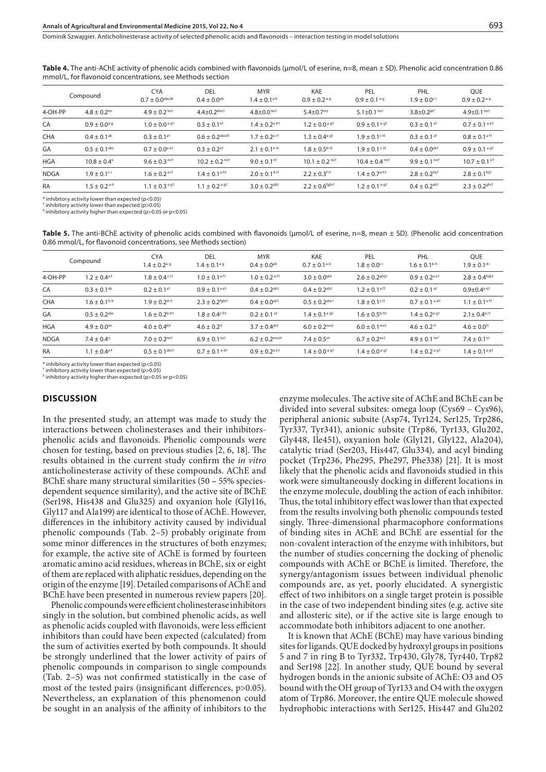**Table 4.** The anti-AChE activity of phenolic acids combined with flavonoids (μmol/L of eserine, n=8, mean ± SD). Phenolic acid concentration 0.86 mmol/L, for flavonoid concentrations, see Methods section

| Compound | | CYA<br>0.7 ± 0.0[abcde] | DEL<br>0.4 ± 0.0[ab] | MYR<br>1.4 ± 0.1[a-h] | KAE<br>0.9 ± 0.2[a-g] | PEL<br>0.9 ± 0.1[a-g] | PHL<br>1.9 ± 0.0[c-i] | QUE<br>0.9 ± 0.2[a-g] |
|---|---|---|---|---|---|---|---|---|
| 4-OH-PP | 4.8 ± 0.2[lm] | 4.9 ± 0.2[lm†] | 4.4±0.2[klm†] | 4.8±0.0[lm†] | 5.4±0.7[m†] | 5.1±0.1[lm†] | 3.8±0.2[jkl*] | 4.9±0.1[lm†] |
| CA | 0.9 ± 0.0[a-g] | 1.0 ± 0.0[a-g†] | 0.3 ± 0.1[a†] | 1.4 ± 0.2[a-h†] | 1.2 ± 0.0[a-g†] | 0.9 ± 0.1[a-g†] | 0.3 ± 0.1[a†] | 0.7 ± 0.1[a-e†] |
| CHA | 0.4 ± 0.1[ab] | 0.3 ± 0.1[a†] | 0.6 ± 0.2[abcd†] | 1.7 ± 0.2[a-i†] | 1.3 ± 0.4[a-g†] | 1.9 ± 0.1[c-i◊] | 0.3 ± 0.1[a†] | 0.8 ± 0.1[a-f†] |
| GA | 0.5 ± 0.1[abc] | 0.7 ± 0.0[a-e†] | 0.3 ± 0.2[a†] | 2.1 ± 0.1[e-i◊] | 1.8 ± 0.5[b-i◊] | 1.9 ± 0.1[c-i◊] | 0.4 ± 0.0[ab†] | 0.9 ± 0.1[a-g†] |
| HGA | 10.8 ± 0.4[o] | 9.6 ± 0.3[no†] | 10.2 ± 0.2[no†] | 9.0 ± 0.1[n†] | 10.1 ± 0.2[no†] | 10.4 ± 0.4[no†] | 9.9 ± 0.1[no†] | 10.7 ± 0.1[o†] |
| NDGA | 1.9 ± 0.1[c-i] | 1.6 ± 0.2[a-i†] | 1.4 ± 0.1[a-h†] | 2.0 ± 0.1[d-i†] | 2.2 ± 0.3[f-i†] | 1.4 ± 0.7[a-h†] | 2.8 ± 0.2[hij†] | 2.8 ± 0.1[hij†] |
| RA | 1.5 ± 0.2[a-h] | 1.1 ± 0.3[a-g†] | 1.1 ± 0.2[a-g†] | 3.0 ± 0.2[ijk◊] | 2.2 ± 0.6[fghi†] | 1.2 ± 0.1[a-g†] | 0.4 ± 0.2[ab†] | 2.3 ± 0.2[ghi†] |

\* inhibitory activity lower than expected (p<0.05)
† inhibitory activity lower than expected (p>0.05)
◊ inhibitory activity higher than expected (p>0.05 or p<0.05)

**Table 5.** The anti-BChE activity of phenolic acids combined with flavonoids (μmol/L of eserine, n=8, mean ± SD). (Phenolic acid concentration 0.86 mmol/L, for flavonoid concentrations, see Methods section)

| Compound | | CYA<br>1.4 ± 0.2[a-g] | DEL<br>1.4 ± 0.1[a-g] | MYR<br>0.4 ± 0.0[ab] | KAE<br>0.7 ± 0.1[a-d] | PEL<br>1.8 ± 0.0[c-i] | PHL<br>1.6 ± 0.1[b-h] | QUE<br>1.9 ± 0.1[d-i] |
|---|---|---|---|---|---|---|---|---|
| 4-OH-PP | 1.2 ± 0.4[a-f] | 1.8 ± 0.4[c-i†] | 1.0 ± 0.1[a-f†] | 1.0 ± 0.2[a-f†] | 3.0 ± 0.0[ijk◊] | 2.6 ± 0.2[ghij†] | 0.9 ± 0.2[a-e†] | 2.8 ± 0.4[hijk†] |
| CA | 0.3 ± 0.1[ab] | 0.2 ± 0.1[a†] | 0.9 ± 0.1[a-e†] | 0.4 ± 0.2[ab†] | 0.4 ± 0.2[ab†] | 1.2 ± 0.1[a-f†] | 0.2 ± 0.1[a†] | 0.9±0.4[a-e†] |
| CHA | 1.6 ± 0.1[b-h] | 1.9 ± 0.2[d-i†] | 2.3 ± 0.2[fghi†] | 0.4 ± 0.0[ab†] | 0.5 ± 0.2[abc†] | 1.8 ± 0.1[c-i†] | 0.7 ± 0.1[a-d†] | 1.1 ± 0.1[a-f†] |
| GA | 0.5 ± 0.2[abc] | 1.6 ± 0.2[b-h†] | 1.8 ± 0.4[c-h†] | 0.2 ± 0.1[a†] | 1.4 ± 0.1[a-g◊] | 1.6 ± 0.5[b-h†] | 1.4 ± 0.2[a-g†] | 2.1± 0.4[e-i†] |
| HGA | 4.9 ± 0.0[lm] | 4.0 ± 0.4[kl†] | 4.6 ± 0.2[l†] | 3.7 ± 0.4[jkl†] | 6.0 ± 0.2[mn◊] | 6.0 ± 0.1[mn†] | 4.6 ± 0.2[l†] | 4.6 ± 0.0[l†] |
| NDGA | 7.4 ± 0.4[o] | 7.0 ± 0.2[no†] | 6.9 ± 0.1[no†] | 6.2 ± 0.2[mno†] | 7.4 ± 0.5[o†] | 6.7 ± 0.2[no†] | 4.9 ± 0.1[lm*] | 7.4 ± 0.1[o†] |
| RA | 1.1 ± 0.4[a-f] | 0.5 ± 0.1[abc†] | 0.7 ± 0.1[a-d†] | 0.9 ± 0.2[a-e†] | 1.4 ± 0.0[a-g†] | 1.4 ± 0.0[a-g†] | 1.4 ± 0.2[a-g†] | 1.4 ± 0.1[a-g†] |

\* inhibitory activity lower than expected (p<0.05)
† inhibitory activity lower than expected (p>0.05)
◊ inhibitory activity higher than expected (p>0.05 or p<0.05)

## DISCUSSION

In the presented study, an attempt was made to study the interactions between cholinesterases and their inhibitors-phenolic acids and flavonoids. Phenolic compounds were chosen for testing, based on previous studies [2, 6, 18]. The results obtained in the current study confirm the *in vitro* anticholinesterase activity of these compounds. AChE and BChE share many structural similarities (50 – 55% species-dependent sequence similarity), and the active site of BChE (Ser198, His438 and Glu325) and oxyanion hole (Gly116, Gly117 and Ala199) are identical to those of AChE. However, differences in the inhibitory activity caused by individual phenolic compounds (Tab. 2–5) probably originate from some minor differences in the structures of both enzymes; for example, the active site of AChE is formed by fourteen aromatic amino acid residues, whereas in BChE, six or eight of them are replaced with aliphatic residues, depending on the origin of the enzyme [19]. Detailed comparisons of AChE and BChE have been presented in numerous review papers [20].

Phenolic compounds were efficient cholinesterase inhibitors singly in the solution, but combined phenolic acids, as well as phenolic acids coupled with flavonoids, were less efficient inhibitors than could have been expected (calculated) from the sum of activities exerted by both compounds. It should be strongly underlined that the lower activity of pairs of phenolic compounds in comparison to single compounds (Tab. 2–5) was not confirmed statistically in the case of most of the tested pairs (insignificant differences, p>0.05). Nevertheless, an explanation of this phenomenon could be sought in an analysis of the affinity of inhibitors to the enzyme molecules. The active site of AChE and BChE can be divided into several subsites: omega loop (Cys69 – Cys96), peripheral anionic subsite (Asp74, Tyr124, Ser125, Trp286, Tyr337, Tyr341), anionic subsite (Trp86, Tyr133, Glu202, Gly448, Ile451), oxyanion hole (Gly121, Gly122, Ala204), catalytic triad (Ser203, His447, Glu334), and acyl binding pocket (Trp236, Phe295, Phe297, Phe338) [21]. It is most likely that the phenolic acids and flavonoids studied in this work were simultaneously docking in different locations in the enzyme molecule, doubling the action of each inhibitor. Thus, the total inhibitory effect was lower than that expected from the results involving both phenolic compounds tested singly. Three-dimensional pharmacophore conformations of binding sites in AChE and BChE are essential for the non-covalent interaction of the enzyme with inhibitors, but the number of studies concerning the docking of phenolic compounds with AChE or BChE is limited. Therefore, the synergy/antagonism issues between individual phenolic compounds are, as yet, poorly elucidated. A synergistic effect of two inhibitors on a single target protein is possible in the case of two independent binding sites (e.g. active site and allosteric site), or if the active site is large enough to accommodate both inhibitors adjacent to one another.

It is known that AChE (BChE) may have various binding sites for ligands. QUE docked by hydroxyl groups in positions 5 and 7 in ring B to Tyr332, Trp430, Gly78, Tyr440, Trp82 and Ser198 [22]. In another study, QUE bound by several hydrogen bonds in the anionic subsite of AChE: O3 and O5 bound with the OH group of Tyr133 and O4 with the oxygen atom of Trp86. Moreover, the entire QUE molecule showed hydrophobic interactions with Ser125, His447 and Glu202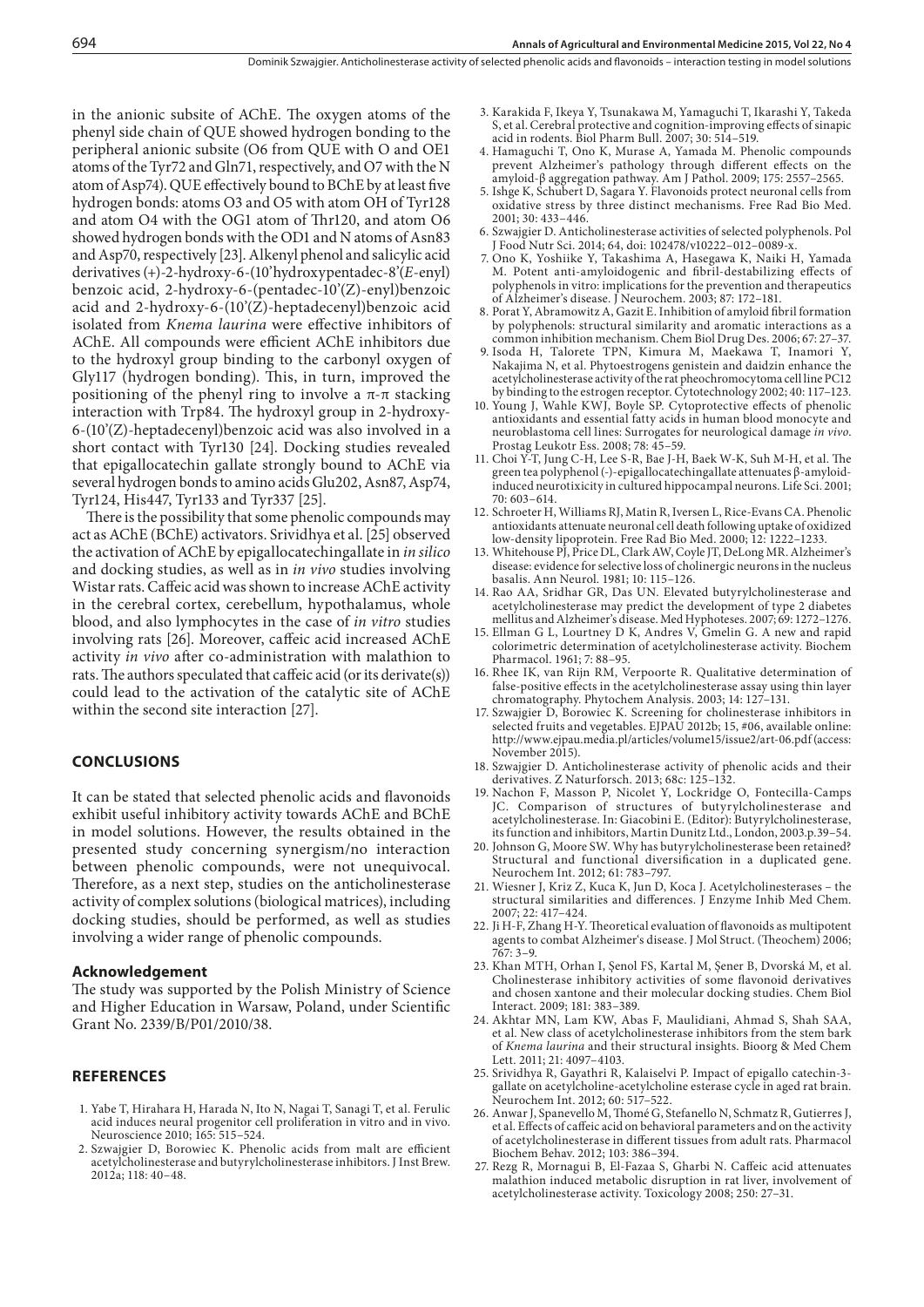in the anionic subsite of AChE. The oxygen atoms of the phenyl side chain of QUE showed hydrogen bonding to the peripheral anionic subsite (O6 from QUE with O and OE1 atoms of the Tyr72 and Gln71, respectively, and O7 with the N atom of Asp74). QUE effectively bound to BChE by at least five hydrogen bonds: atoms O3 and O5 with atom OH of Tyr128 and atom O4 with the OG1 atom of Thr120, and atom O6 showed hydrogen bonds with the OD1 and N atoms of Asn83 and Asp70, respectively [23]. Alkenyl phenol and salicylic acid derivatives (+)-2-hydroxy-6-(10'hydroxypentadec-8'(*E*-enyl) benzoic acid, 2-hydroxy-6-(pentadec-10'(Z)-enyl)benzoic acid and 2-hydroxy-6-(10'(Z)-heptadecenyl)benzoic acid isolated from *Knema laurina* were effective inhibitors of AChE. All compounds were efficient AChE inhibitors due to the hydroxyl group binding to the carbonyl oxygen of Gly117 (hydrogen bonding). This, in turn, improved the positioning of the phenyl ring to involve a π-π stacking interaction with Trp84. The hydroxyl group in 2-hydroxy-6-(10'(Z)-heptadecenyl)benzoic acid was also involved in a short contact with Tyr130 [24]. Docking studies revealed that epigallocatechin gallate strongly bound to AChE via several hydrogen bonds to amino acids Glu202, Asn87, Asp74, Tyr124, His447, Tyr133 and Tyr337 [25].

There is the possibility that some phenolic compounds may act as AChE (BChE) activators. Srividhya et al. [25] observed the activation of AChE by epigallocatechingallate in *in silico* and docking studies, as well as in *in vivo* studies involving Wistar rats. Caffeic acid was shown to increase AChE activity in the cerebral cortex, cerebellum, hypothalamus, whole blood, and also lymphocytes in the case of *in vitro* studies involving rats [26]. Moreover, caffeic acid increased AChE activity *in vivo* after co-administration with malathion to rats. The authors speculated that caffeic acid (or its derivate(s)) could lead to the activation of the catalytic site of AChE within the second site interaction [27].

## CONCLUSIONS

It can be stated that selected phenolic acids and flavonoids exhibit useful inhibitory activity towards AChE and BChE in model solutions. However, the results obtained in the presented study concerning synergism/no interaction between phenolic compounds, were not unequivocal. Therefore, as a next step, studies on the anticholinesterase activity of complex solutions (biological matrices), including docking studies, should be performed, as well as studies involving a wider range of phenolic compounds.

### Acknowledgement

The study was supported by the Polish Ministry of Science and Higher Education in Warsaw, Poland, under Scientific Grant No. 2339/B/P01/2010/38.

## REFERENCES

1. Yabe T, Hirahara H, Harada N, Ito N, Nagai T, Sanagi T, et al. Ferulic acid induces neural progenitor cell proliferation in vitro and in vivo. Neuroscience 2010; 165: 515–524.
2. Szwajgier D, Borowiec K. Phenolic acids from malt are efficient acetylcholinesterase and butyrylcholinesterase inhibitors. J Inst Brew. 2012a; 118: 40–48.
3. Karakida F, Ikeya Y, Tsunakawa M, Yamaguchi T, Ikarashi Y, Takeda S, et al. Cerebral protective and cognition-improving effects of sinapic acid in rodents. Biol Pharm Bull. 2007; 30: 514–519.
4. Hamaguchi T, Ono K, Murase A, Yamada M. Phenolic compounds prevent Alzheimer's pathology through different effects on the amyloid-β aggregation pathway. Am J Pathol. 2009; 175: 2557–2565.
5. Ishge K, Schubert D, Sagara Y. Flavonoids protect neuronal cells from oxidative stress by three distinct mechanisms. Free Rad Bio Med. 2001; 30: 433–446.
6. Szwajgier D. Anticholinesterase activities of selected polyphenols. Pol J Food Nutr Sci. 2014; 64, doi: 102478/v10222–012–0089-x.
7. Ono K, Yoshiike Y, Takashima A, Hasegawa K, Naiki H, Yamada M. Potent anti-amyloidogenic and fibril-destabilizing effects of polyphenols in vitro: implications for the prevention and therapeutics of Alzheimer's disease. J Neurochem. 2003; 87: 172–181.
8. Porat Y, Abramowitz A, Gazit E. Inhibition of amyloid fibril formation by polyphenols: structural similarity and aromatic interactions as a common inhibition mechanism. Chem Biol Drug Des. 2006; 67: 27–37.
9. Isoda H, Talorete TPN, Kimura M, Maekawa T, Inamori Y, Nakajima N, et al. Phytoestrogens genistein and daidzin enhance the acetylcholinesterase activity of the rat pheochromocytoma cell line PC12 by binding to the estrogen receptor. Cytotechnology 2002; 40: 117–123.
10. Young J, Wahle KWJ, Boyle SP. Cytoprotective effects of phenolic antioxidants and essential fatty acids in human blood monocyte and neuroblastoma cell lines: Surrogates for neurological damage *in vivo*. Prostag Leukotr Ess. 2008; 78: 45–59.
11. Choi Y-T, Jung C-H, Lee S-R, Bae J-H, Baek W-K, Suh M-H, et al. The green tea polyphenol (-)-epigallocatechingallate attenuates β-amyloid-induced neurotoxicity in cultured hippocampal neurons. Life Sci. 2001; 70: 603–614.
12. Schroeter H, Williams RJ, Matin R, Iversen L, Rice-Evans CA. Phenolic antioxidants attenuate neuronal cell death following uptake of oxidized low-density lipoprotein. Free Rad Bio Med. 2000; 12: 1222–1233.
13. Whitehouse PJ, Price DL, Clark AW, Coyle JT, DeLong MR. Alzheimer's disease: evidence for selective loss of cholinergic neurons in the nucleus basalis. Ann Neurol. 1981; 10: 115–126.
14. Rao AA, Sridhar GR, Das UN. Elevated butyrylcholinesterase and acetylcholinesterase may predict the development of type 2 diabetes mellitus and Alzheimer's disease. Med Hypotheses. 2007; 69: 1272–1276.
15. Ellman G L, Lourtney D K, Andres V, Gmelin G. A new and rapid colorimetric determination of acetylcholinesterase activity. Biochem Pharmacol. 1961; 7: 88–95.
16. Rhee IK, van Rijn RM, Verpoorte R. Qualitative determination of false-positive effects in the acetylcholinesterase assay using thin layer chromatography. Phytochem Analysis. 2003; 14: 127–131.
17. Szwajgier D, Borowiec K. Screening for cholinesterase inhibitors in selected fruits and vegetables. EJPAU 2012b; 15, #06, available online: http://www.ejpau.media.pl/articles/volume15/issue2/art-06.pdf (access: November 2015).
18. Szwajgier D. Anticholinesterase activity of phenolic acids and their derivatives. Z Naturforsch. 2013; 68c: 125–132.
19. Nachon F, Masson P, Nicolet Y, Lockridge O, Fontecilla-Camps JC. Comparison of structures of butyrylcholinesterase and acetylcholinesterase. In: Giacobini E. (Editor): Butyrylcholinesterase, its function and inhibitors, Martin Dunitz Ltd., London, 2003.p.39–54.
20. Johnson G, Moore SW. Why has butyrylcholinesterase been retained? Structural and functional diversification in a duplicated gene. Neurochem Int. 2012; 61: 783–797.
21. Wiesner J, Kriz Z, Kuca K, Jun D, Koca J. Acetylcholinesterases – the structural similarities and differences. J Enzyme Inhib Med Chem. 2007; 22: 417–424.
22. Ji H-F, Zhang H-Y. Theoretical evaluation of flavonoids as multipotent agents to combat Alzheimer's disease. J Mol Struct. (Theochem) 2006; 767: 3–9.
23. Khan MTH, Orhan I, Şenol FS, Kartal M, Şener B, Dvorská M, et al. Cholinesterase inhibitory activities of some flavonoid derivatives and chosen xantone and their molecular docking studies. Chem Biol Interact. 2009; 181: 383–389.
24. Akhtar MN, Lam KW, Abas F, Maulidiani, Ahmad S, Shah SAA, et al. New class of acetylcholinesterase inhibitors from the stem bark of *Knema laurina* and their structural insights. Bioorg & Med Chem Lett. 2011; 21: 4097–4103.
25. Srividhya R, Gayathri R, Kalaiselvi P. Impact of epigallo catechin-3-gallate on acetylcholine-acetylcholine esterase cycle in aged rat brain. Neurochem Int. 2012; 60: 517–522.
26. Anwar J, Spanevello M, Thomé G, Stefanello N, Schmatz R, Gutierres J, et al. Effects of caffeic acid on behavioral parameters and on the activity of acetylcholinesterase in different tissues from adult rats. Pharmacol Biochem Behav. 2012; 103: 386–394.
27. Rezg R, Mornagui B, El-Fazaa S, Gharbi N. Caffeic acid attenuates malathion induced metabolic disruption in rat liver, involvement of acetylcholinesterase activity. Toxicology 2008; 250: 27–31.